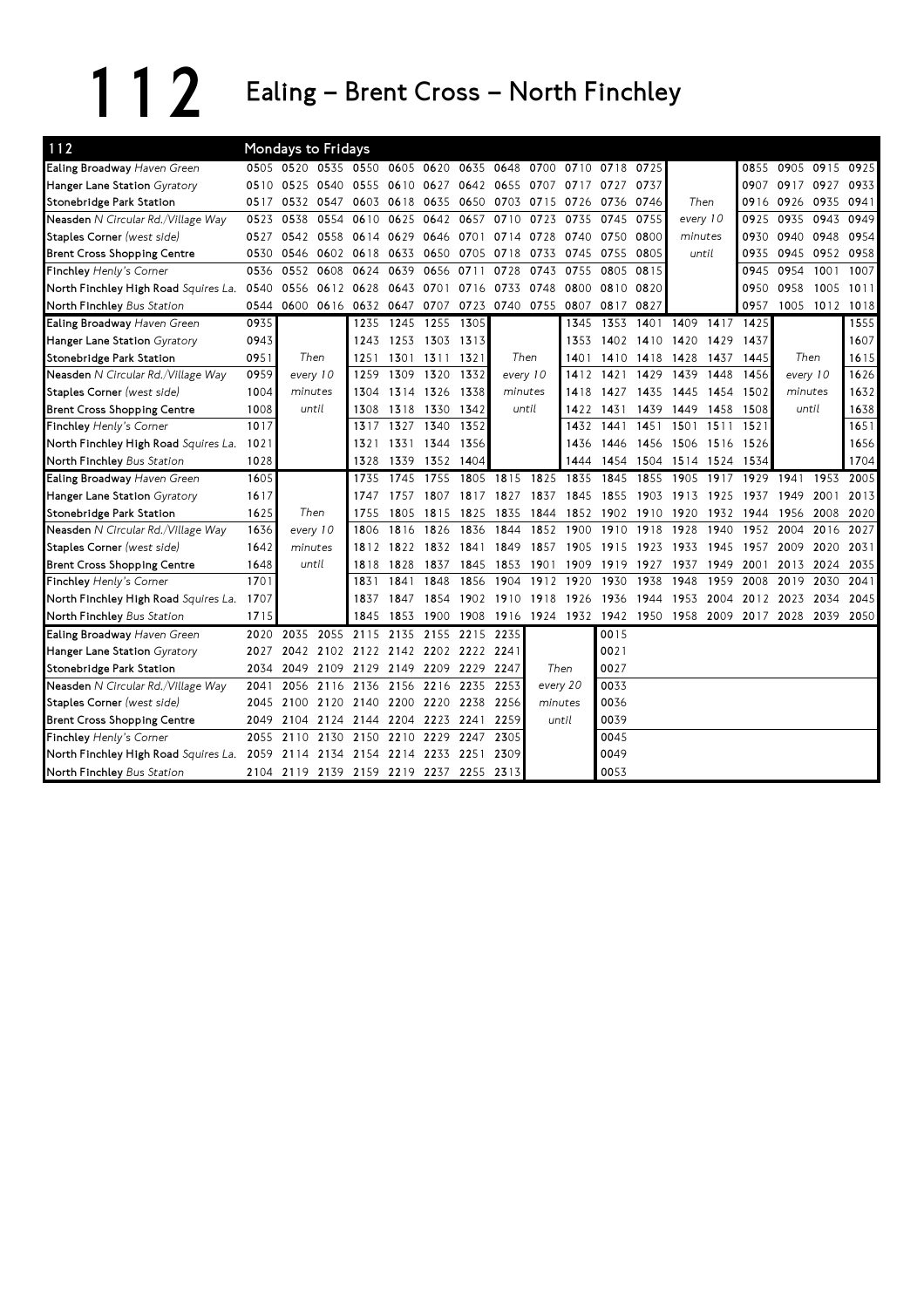# 112 Ealing – Brent Cross – North Finchley

| 112 | Mondays to Fridays | | | | | | | | | | | | | | | | | |
|---|---|---|---|---|---|---|---|---|---|---|---|---|---|---|---|---|---|---|
| Ealing Broadway *Haven Green* | 0505 | 0520 | 0535 | 0550 | 0605 | 0620 | 0635 | 0648 | 0700 | 0710 | 0718 | 0725 | | | 0855 | 0905 | 0915 | 0925 |
| Hanger Lane Station *Gyratory* | 0510 | 0525 | 0540 | 0555 | 0610 | 0627 | 0642 | 0655 | 0707 | 0717 | 0727 | 0737 | | | 0907 | 0917 | 0927 | 0933 |
| Stonebridge Park Station | 0517 | 0532 | 0547 | 0603 | 0618 | 0635 | 0650 | 0703 | 0715 | 0726 | 0736 | 0746 | Then | | 0916 | 0926 | 0935 | 0941 |
| Neasden *N Circular Rd./Village Way* | 0523 | 0538 | 0554 | 0610 | 0625 | 0642 | 0657 | 0710 | 0723 | 0735 | 0745 | 0755 | every 10 | | 0925 | 0935 | 0943 | 0949 |
| Staples Corner *(west side)* | 0527 | 0542 | 0558 | 0614 | 0629 | 0646 | 0701 | 0714 | 0728 | 0740 | 0750 | 0800 | minutes | | 0930 | 0940 | 0948 | 0954 |
| Brent Cross Shopping Centre | 0530 | 0546 | 0602 | 0618 | 0633 | 0650 | 0705 | 0718 | 0733 | 0745 | 0755 | 0805 | until | | 0935 | 0945 | 0952 | 0958 |
| Finchley *Henly's Corner* | 0536 | 0552 | 0608 | 0624 | 0639 | 0656 | 0711 | 0728 | 0743 | 0755 | 0805 | 0815 | | | 0945 | 0954 | 1001 | 1007 |
| North Finchley High Road *Squires La.* | 0540 | 0556 | 0612 | 0628 | 0643 | 0701 | 0716 | 0733 | 0748 | 0800 | 0810 | 0820 | | | 0950 | 0958 | 1005 | 1011 |
| North Finchley *Bus Station* | 0544 | 0600 | 0616 | 0632 | 0647 | 0707 | 0723 | 0740 | 0755 | 0807 | 0817 | 0827 | | | 0957 | 1005 | 1012 | 1018 |
| Ealing Broadway *Haven Green* | 0935 | | | 1235 | 1245 | 1255 | 1305 | | | 1345 | 1353 | 1401 | 1409 | 1417 | 1425 | | | 1555 |
| Hanger Lane Station *Gyratory* | 0943 | | | 1243 | 1253 | 1303 | 1313 | | | 1353 | 1402 | 1410 | 1420 | 1429 | 1437 | | | 1607 |
| Stonebridge Park Station | 0951 | Then | | 1251 | 1301 | 1311 | 1321 | Then | | 1401 | 1410 | 1418 | 1428 | 1437 | 1445 | Then | | 1615 |
| Neasden *N Circular Rd./Village Way* | 0959 | every 10 | | 1259 | 1309 | 1320 | 1332 | every 10 | | 1412 | 1421 | 1429 | 1439 | 1448 | 1456 | every 10 | | 1626 |
| Staples Corner *(west side)* | 1004 | minutes | | 1304 | 1314 | 1326 | 1338 | minutes | | 1418 | 1427 | 1435 | 1445 | 1454 | 1502 | minutes | | 1632 |
| Brent Cross Shopping Centre | 1008 | until | | 1308 | 1318 | 1330 | 1342 | until | | 1422 | 1431 | 1439 | 1449 | 1458 | 1508 | until | | 1638 |
| Finchley *Henly's Corner* | 1017 | | | 1317 | 1327 | 1340 | 1352 | | | 1432 | 1441 | 1451 | 1501 | 1511 | 1521 | | | 1651 |
| North Finchley High Road *Squires La.* | 1021 | | | 1321 | 1331 | 1344 | 1356 | | | 1436 | 1446 | 1456 | 1506 | 1516 | 1526 | | | 1656 |
| North Finchley *Bus Station* | 1028 | | | 1328 | 1339 | 1352 | 1404 | | | 1444 | 1454 | 1504 | 1514 | 1524 | 1534 | | | 1704 |
| Ealing Broadway *Haven Green* | 1605 | | | 1735 | 1745 | 1755 | 1805 | 1815 | 1825 | 1835 | 1845 | 1855 | 1905 | 1917 | 1929 | 1941 | 1953 | 2005 |
| Hanger Lane Station *Gyratory* | 1617 | | | 1747 | 1757 | 1807 | 1817 | 1827 | 1837 | 1845 | 1855 | 1903 | 1913 | 1925 | 1937 | 1949 | 2001 | 2013 |
| Stonebridge Park Station | 1625 | Then | | 1755 | 1805 | 1815 | 1825 | 1835 | 1844 | 1852 | 1902 | 1910 | 1920 | 1932 | 1944 | 1956 | 2008 | 2020 |
| Neasden *N Circular Rd./Village Way* | 1636 | every 10 | | 1806 | 1816 | 1826 | 1836 | 1844 | 1852 | 1900 | 1910 | 1918 | 1928 | 1940 | 1952 | 2004 | 2016 | 2027 |
| Staples Corner *(west side)* | 1642 | minutes | | 1812 | 1822 | 1832 | 1841 | 1849 | 1857 | 1905 | 1915 | 1923 | 1933 | 1945 | 1957 | 2009 | 2020 | 2031 |
| Brent Cross Shopping Centre | 1648 | until | | 1818 | 1828 | 1837 | 1845 | 1853 | 1901 | 1909 | 1919 | 1927 | 1937 | 1949 | 2001 | 2013 | 2024 | 2035 |
| Finchley *Henly's Corner* | 1701 | | | 1831 | 1841 | 1848 | 1856 | 1904 | 1912 | 1920 | 1930 | 1938 | 1948 | 1959 | 2008 | 2019 | 2030 | 2041 |
| North Finchley High Road *Squires La.* | 1707 | | | 1837 | 1847 | 1854 | 1902 | 1910 | 1918 | 1926 | 1936 | 1944 | 1953 | 2004 | 2012 | 2023 | 2034 | 2045 |
| North Finchley *Bus Station* | 1715 | | | 1845 | 1853 | 1900 | 1908 | 1916 | 1924 | 1932 | 1942 | 1950 | 1958 | 2009 | 2017 | 2028 | 2039 | 2050 |
| Ealing Broadway *Haven Green* | 2020 | 2035 | 2055 | 2115 | 2135 | 2155 | 2215 | 2235 | | | 0015 | | | | | | | |
| Hanger Lane Station *Gyratory* | 2027 | 2042 | 2102 | 2122 | 2142 | 2202 | 2222 | 2241 | | | 0021 | | | | | | | |
| Stonebridge Park Station | 2034 | 2049 | 2109 | 2129 | 2149 | 2209 | 2229 | 2247 | Then | | 0027 | | | | | | | |
| Neasden *N Circular Rd./Village Way* | 2041 | 2056 | 2116 | 2136 | 2156 | 2216 | 2235 | 2253 | every 20 | | 0033 | | | | | | | |
| Staples Corner *(west side)* | 2045 | 2100 | 2120 | 2140 | 2200 | 2220 | 2238 | 2256 | minutes | | 0036 | | | | | | | |
| Brent Cross Shopping Centre | 2049 | 2104 | 2124 | 2144 | 2204 | 2223 | 2241 | 2259 | until | | 0039 | | | | | | | |
| Finchley *Henly's Corner* | 2055 | 2110 | 2130 | 2150 | 2210 | 2229 | 2247 | 2305 | | | 0045 | | | | | | | |
| North Finchley High Road *Squires La.* | 2059 | 2114 | 2134 | 2154 | 2214 | 2233 | 2251 | 2309 | | | 0049 | | | | | | | |
| North Finchley *Bus Station* | 2104 | 2119 | 2139 | 2159 | 2219 | 2237 | 2255 | 2313 | | | 0053 | | | | | | | |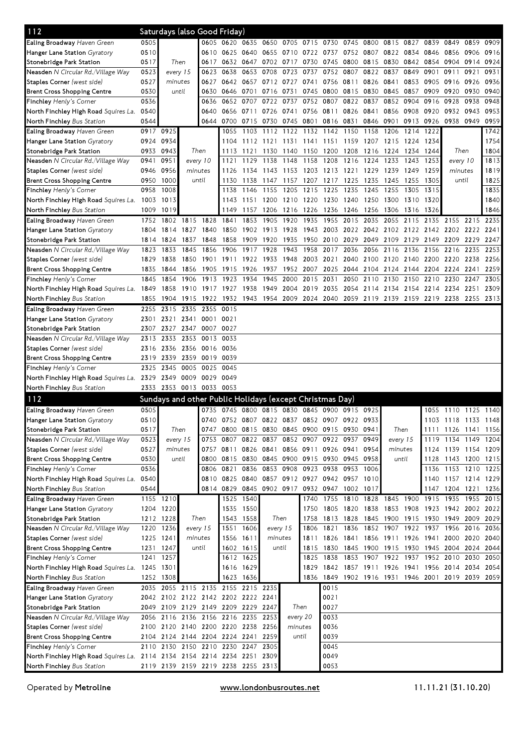## 112 Saturdays (also Good Friday)

| Stop | | | | | | | | | | | | | | | | | | | |
|---|---|---|---|---|---|---|---|---|---|---|---|---|---|---|---|---|---|---|---|
| **Ealing Broadway** *Haven Green* | 0505 | Then every 15 minutes until | | 0605 | 0620 | 0635 | 0650 | 0705 | 0715 | 0730 | 0745 | 0800 | 0815 | 0827 | 0839 | 0849 | 0859 | 0909 |
| **Hanger Lane Station** *Gyratory* | 0510 | | | 0610 | 0625 | 0640 | 0655 | 0710 | 0722 | 0737 | 0752 | 0807 | 0822 | 0834 | 0846 | 0856 | 0906 | 0916 |
| **Stonebridge Park Station** | 0517 | | | 0617 | 0632 | 0647 | 0702 | 0717 | 0730 | 0745 | 0800 | 0815 | 0830 | 0842 | 0854 | 0904 | 0914 | 0924 |
| **Neasden** *N Circular Rd./Village Way* | 0523 | | | 0623 | 0638 | 0653 | 0708 | 0723 | 0737 | 0752 | 0807 | 0822 | 0837 | 0849 | 0901 | 0911 | 0921 | 0931 |
| **Staples Corner** *(west side)* | 0527 | | | 0627 | 0642 | 0657 | 0712 | 0727 | 0741 | 0756 | 0811 | 0826 | 0841 | 0853 | 0905 | 0916 | 0926 | 0936 |
| **Brent Cross Shopping Centre** | 0530 | | | 0630 | 0646 | 0701 | 0716 | 0731 | 0745 | 0800 | 0815 | 0830 | 0845 | 0857 | 0909 | 0920 | 0930 | 0940 |
| **Finchley** *Henly's Corner* | 0536 | | | 0636 | 0652 | 0707 | 0722 | 0737 | 0752 | 0807 | 0822 | 0837 | 0852 | 0904 | 0916 | 0928 | 0938 | 0948 |
| **North Finchley High Road** *Squires La.* | 0540 | | | 0640 | 0656 | 0711 | 0726 | 0741 | 0756 | 0811 | 0826 | 0841 | 0856 | 0908 | 0920 | 0932 | 0943 | 0953 |
| **North Finchley** *Bus Station* | 0544 | | | 0644 | 0700 | 0715 | 0730 | 0745 | 0801 | 0816 | 0831 | 0846 | 0901 | 0913 | 0926 | 0938 | 0949 | 0959 |

| Stop | | | | | | | | | | | | | | | | | | | |
|---|---|---|---|---|---|---|---|---|---|---|---|---|---|---|---|---|---|---|---|
| **Ealing Broadway** *Haven Green* | 0917 | 0925 | Then every 10 minutes until | | 1055 | 1103 | 1112 | 1122 | 1132 | 1142 | 1150 | 1158 | 1206 | 1214 | 1222 | Then every 10 minutes until | | 1742 |
| **Hanger Lane Station** *Gyratory* | 0924 | 0934 | | | 1104 | 1112 | 1121 | 1131 | 1141 | 1151 | 1159 | 1207 | 1215 | 1224 | 1234 | | | 1754 |
| **Stonebridge Park Station** | 0933 | 0943 | | | 1113 | 1121 | 1130 | 1140 | 1150 | 1200 | 1208 | 1216 | 1224 | 1234 | 1244 | | | 1804 |
| **Neasden** *N Circular Rd./Village Way* | 0941 | 0951 | | | 1121 | 1129 | 1138 | 1148 | 1158 | 1208 | 1216 | 1224 | 1233 | 1243 | 1253 | | | 1813 |
| **Staples Corner** *(west side)* | 0946 | 0956 | | | 1126 | 1134 | 1143 | 1153 | 1203 | 1213 | 1221 | 1229 | 1239 | 1249 | 1259 | | | 1819 |
| **Brent Cross Shopping Centre** | 0950 | 1000 | | | 1130 | 1138 | 1147 | 1157 | 1207 | 1217 | 1225 | 1235 | 1245 | 1255 | 1305 | | | 1825 |
| **Finchley** *Henly's Corner* | 0958 | 1008 | | | 1138 | 1146 | 1155 | 1205 | 1215 | 1225 | 1235 | 1245 | 1255 | 1305 | 1315 | | | 1835 |
| **North Finchley High Road** *Squires La.* | 1003 | 1013 | | | 1143 | 1151 | 1200 | 1210 | 1220 | 1230 | 1240 | 1250 | 1300 | 1310 | 1320 | | | 1840 |
| **North Finchley** *Bus Station* | 1009 | 1019 | | | 1149 | 1157 | 1206 | 1216 | 1226 | 1236 | 1246 | 1256 | 1306 | 1316 | 1326 | | | 1846 |

| Stop | | | | | | | | | | | | | | | | | | |
|---|---|---|---|---|---|---|---|---|---|---|---|---|---|---|---|---|---|---|
| **Ealing Broadway** *Haven Green* | 1752 | 1802 | 1815 | 1828 | 1841 | 1853 | 1905 | 1920 | 1935 | 1955 | 2015 | 2035 | 2055 | 2115 | 2135 | 2155 | 2215 | 2235 |
| **Hanger Lane Station** *Gyratory* | 1804 | 1814 | 1827 | 1840 | 1850 | 1902 | 1913 | 1928 | 1943 | 2003 | 2022 | 2042 | 2102 | 2122 | 2142 | 2202 | 2222 | 2241 |
| **Stonebridge Park Station** | 1814 | 1824 | 1837 | 1848 | 1858 | 1909 | 1920 | 1935 | 1950 | 2010 | 2029 | 2049 | 2109 | 2129 | 2149 | 2209 | 2229 | 2247 |
| **Neasden** *N Circular Rd./Village Way* | 1823 | 1833 | 1845 | 1856 | 1906 | 1917 | 1928 | 1943 | 1958 | 2017 | 2036 | 2056 | 2116 | 2136 | 2156 | 2216 | 2235 | 2253 |
| **Staples Corner** *(west side)* | 1829 | 1838 | 1850 | 1901 | 1911 | 1922 | 1933 | 1948 | 2003 | 2021 | 2040 | 2100 | 2120 | 2140 | 2200 | 2220 | 2238 | 2256 |
| **Brent Cross Shopping Centre** | 1835 | 1844 | 1856 | 1905 | 1915 | 1926 | 1937 | 1952 | 2007 | 2025 | 2044 | 2104 | 2124 | 2144 | 2204 | 2224 | 2241 | 2259 |
| **Finchley** *Henly's Corner* | 1845 | 1854 | 1906 | 1913 | 1923 | 1934 | 1945 | 2000 | 2015 | 2031 | 2050 | 2110 | 2130 | 2150 | 2210 | 2230 | 2247 | 2305 |
| **North Finchley High Road** *Squires La.* | 1849 | 1858 | 1910 | 1917 | 1927 | 1938 | 1949 | 2004 | 2019 | 2035 | 2054 | 2114 | 2134 | 2154 | 2214 | 2234 | 2251 | 2309 |
| **North Finchley** *Bus Station* | 1855 | 1904 | 1915 | 1922 | 1932 | 1943 | 1954 | 2009 | 2024 | 2040 | 2059 | 2119 | 2139 | 2159 | 2219 | 2238 | 2255 | 2313 |

| Stop | | | | | |
|---|---|---|---|---|---|
| **Ealing Broadway** *Haven Green* | 2255 | 2315 | 2335 | 2355 | 0015 |
| **Hanger Lane Station** *Gyratory* | 2301 | 2321 | 2341 | 0001 | 0021 |
| **Stonebridge Park Station** | 2307 | 2327 | 2347 | 0007 | 0027 |
| **Neasden** *N Circular Rd./Village Way* | 2313 | 2333 | 2353 | 0013 | 0033 |
| **Staples Corner** *(west side)* | 2316 | 2336 | 2356 | 0016 | 0036 |
| **Brent Cross Shopping Centre** | 2319 | 2339 | 2359 | 0019 | 0039 |
| **Finchley** *Henly's Corner* | 2325 | 2345 | 0005 | 0025 | 0045 |
| **North Finchley High Road** *Squires La.* | 2329 | 2349 | 0009 | 0029 | 0049 |
| **North Finchley** *Bus Station* | 2333 | 2353 | 0013 | 0033 | 0053 |

## 112 Sundays and other Public Holidays (except Christmas Day)

| Stop | | | | | | | | | | | | | | | | | | | |
|---|---|---|---|---|---|---|---|---|---|---|---|---|---|---|---|---|---|---|---|
| **Ealing Broadway** *Haven Green* | 0505 | Then every 15 minutes until | | 0735 | 0745 | 0800 | 0815 | 0830 | 0845 | 0900 | 0915 | 0925 | Then every 15 minutes until | | 1055 | 1110 | 1125 | 1140 |
| **Hanger Lane Station** *Gyratory* | 0510 | | | 0740 | 0752 | 0807 | 0822 | 0837 | 0852 | 0907 | 0922 | 0933 | | | 1103 | 1118 | 1133 | 1148 |
| **Stonebridge Park Station** | 0517 | | | 0747 | 0800 | 0815 | 0830 | 0845 | 0900 | 0915 | 0930 | 0941 | | | 1111 | 1126 | 1141 | 1156 |
| **Neasden** *N Circular Rd./Village Way* | 0523 | | | 0753 | 0807 | 0822 | 0837 | 0852 | 0907 | 0922 | 0937 | 0949 | | | 1119 | 1134 | 1149 | 1204 |
| **Staples Corner** *(west side)* | 0527 | | | 0757 | 0811 | 0826 | 0841 | 0856 | 0911 | 0926 | 0941 | 0954 | | | 1124 | 1139 | 1154 | 1209 |
| **Brent Cross Shopping Centre** | 0530 | | | 0800 | 0815 | 0830 | 0845 | 0900 | 0915 | 0930 | 0945 | 0958 | | | 1128 | 1143 | 1200 | 1215 |
| **Finchley** *Henly's Corner* | 0536 | | | 0806 | 0821 | 0836 | 0853 | 0908 | 0923 | 0938 | 0953 | 1006 | | | 1136 | 1153 | 1210 | 1225 |
| **North Finchley High Road** *Squires La.* | 0540 | | | 0810 | 0825 | 0840 | 0857 | 0912 | 0927 | 0942 | 0957 | 1010 | | | 1140 | 1157 | 1214 | 1229 |
| **North Finchley** *Bus Station* | 0544 | | | 0814 | 0829 | 0845 | 0902 | 0917 | 0932 | 0947 | 1002 | 1017 | | | 1147 | 1204 | 1221 | 1236 |

| Stop | | | | | | | | | | | | | | | | | | |
|---|---|---|---|---|---|---|---|---|---|---|---|---|---|---|---|---|---|---|
| **Ealing Broadway** *Haven Green* | 1155 | 1210 | Then every 15 minutes until | | 1525 | 1540 | Then every 15 minutes until | | 1740 | 1755 | 1810 | 1828 | 1845 | 1900 | 1915 | 1935 | 1955 | 2015 |
| **Hanger Lane Station** *Gyratory* | 1204 | 1220 | | | 1535 | 1550 | | | 1750 | 1805 | 1820 | 1838 | 1853 | 1908 | 1923 | 1942 | 2002 | 2022 |
| **Stonebridge Park Station** | 1212 | 1228 | | | 1543 | 1558 | | | 1758 | 1813 | 1828 | 1845 | 1900 | 1915 | 1930 | 1949 | 2009 | 2029 |
| **Neasden** *N Circular Rd./Village Way* | 1220 | 1236 | | | 1551 | 1606 | | | 1806 | 1821 | 1836 | 1852 | 1907 | 1922 | 1937 | 1956 | 2016 | 2036 |
| **Staples Corner** *(west side)* | 1225 | 1241 | | | 1556 | 1611 | | | 1811 | 1826 | 1841 | 1856 | 1911 | 1926 | 1941 | 2000 | 2020 | 2040 |
| **Brent Cross Shopping Centre** | 1231 | 1247 | | | 1602 | 1615 | | | 1815 | 1830 | 1845 | 1900 | 1915 | 1930 | 1945 | 2004 | 2024 | 2044 |
| **Finchley** *Henly's Corner* | 1241 | 1257 | | | 1612 | 1625 | | | 1825 | 1838 | 1853 | 1907 | 1922 | 1937 | 1952 | 2010 | 2030 | 2050 |
| **North Finchley High Road** *Squires La.* | 1245 | 1301 | | | 1616 | 1629 | | | 1829 | 1842 | 1857 | 1911 | 1926 | 1941 | 1956 | 2014 | 2034 | 2054 |
| **North Finchley** *Bus Station* | 1252 | 1308 | | | 1623 | 1636 | | | 1836 | 1849 | 1902 | 1916 | 1931 | 1946 | 2001 | 2019 | 2039 | 2059 |

| Stop | | | | | | | | | | |
|---|---|---|---|---|---|---|---|---|---|---|
| **Ealing Broadway** *Haven Green* | 2035 | 2055 | 2115 | 2135 | 2155 | 2215 | 2235 | Then every 20 minutes until | | 0015 |
| **Hanger Lane Station** *Gyratory* | 2042 | 2102 | 2122 | 2142 | 2202 | 2222 | 2241 | | | 0021 |
| **Stonebridge Park Station** | 2049 | 2109 | 2129 | 2149 | 2209 | 2229 | 2247 | | | 0027 |
| **Neasden** *N Circular Rd./Village Way* | 2056 | 2116 | 2136 | 2156 | 2216 | 2235 | 2253 | | | 0033 |
| **Staples Corner** *(west side)* | 2100 | 2120 | 2140 | 2200 | 2220 | 2238 | 2256 | | | 0036 |
| **Brent Cross Shopping Centre** | 2104 | 2124 | 2144 | 2204 | 2224 | 2241 | 2259 | | | 0039 |
| **Finchley** *Henly's Corner* | 2110 | 2130 | 2150 | 2210 | 2230 | 2247 | 2305 | | | 0045 |
| **North Finchley High Road** *Squires La.* | 2114 | 2134 | 2154 | 2214 | 2234 | 2251 | 2309 | | | 0049 |
| **North Finchley** *Bus Station* | 2119 | 2139 | 2159 | 2219 | 2238 | 2255 | 2313 | | | 0053 |

Operated by **Metroline** www.londonbusroutes.net 11.11.21 (31.10.20)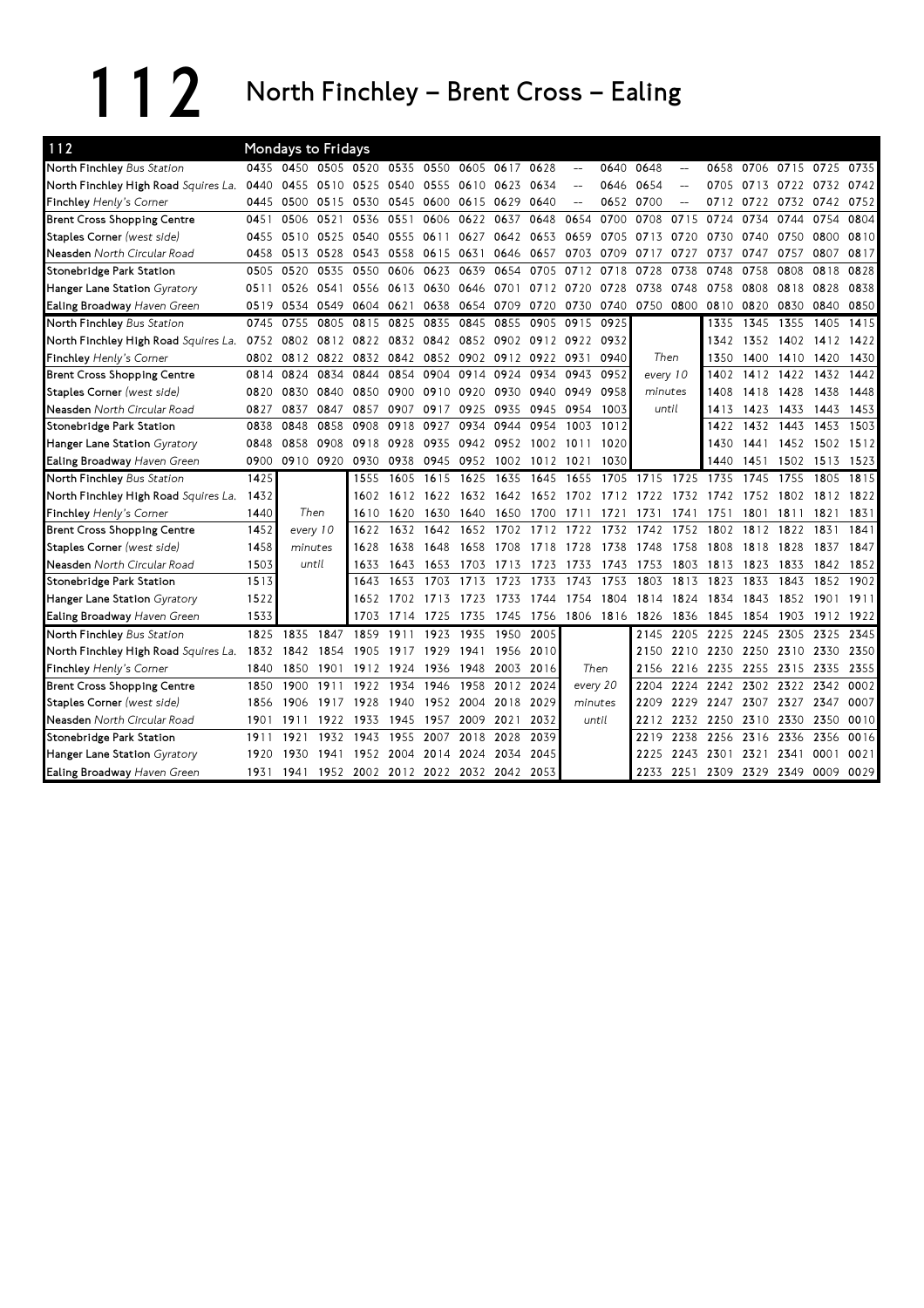# 112 North Finchley – Brent Cross – Ealing

**112 — Mondays to Fridays**

| Stop | | | | | | | | | | | | | | | | | | |
|---|---|---|---|---|---|---|---|---|---|---|---|---|---|---|---|---|---|---|
| **North Finchley** *Bus Station* | 0435 | 0450 | 0505 | 0520 | 0535 | 0550 | 0605 | 0617 | 0628 | -- | 0640 | 0648 | -- | 0658 | 0706 | 0715 | 0725 | 0735 |
| **North Finchley High Road** *Squires La.* | 0440 | 0455 | 0510 | 0525 | 0540 | 0555 | 0610 | 0623 | 0634 | -- | 0646 | 0654 | -- | 0705 | 0713 | 0722 | 0732 | 0742 |
| **Finchley** *Henly's Corner* | 0445 | 0500 | 0515 | 0530 | 0545 | 0600 | 0615 | 0629 | 0640 | -- | 0652 | 0700 | -- | 0712 | 0722 | 0732 | 0742 | 0752 |
| **Brent Cross Shopping Centre** | 0451 | 0506 | 0521 | 0536 | 0551 | 0606 | 0622 | 0637 | 0648 | 0654 | 0700 | 0708 | 0715 | 0724 | 0734 | 0744 | 0754 | 0804 |
| **Staples Corner** *(west side)* | 0455 | 0510 | 0525 | 0540 | 0555 | 0611 | 0627 | 0642 | 0653 | 0659 | 0705 | 0713 | 0720 | 0730 | 0740 | 0750 | 0800 | 0810 |
| **Neasden** *North Circular Road* | 0458 | 0513 | 0528 | 0543 | 0558 | 0615 | 0631 | 0646 | 0657 | 0703 | 0709 | 0717 | 0727 | 0737 | 0747 | 0757 | 0807 | 0817 |
| **Stonebridge Park Station** | 0505 | 0520 | 0535 | 0550 | 0606 | 0623 | 0639 | 0654 | 0705 | 0712 | 0718 | 0728 | 0738 | 0748 | 0758 | 0808 | 0818 | 0828 |
| **Hanger Lane Station** *Gyratory* | 0511 | 0526 | 0541 | 0556 | 0613 | 0630 | 0646 | 0701 | 0712 | 0720 | 0728 | 0738 | 0748 | 0758 | 0808 | 0818 | 0828 | 0838 |
| **Ealing Broadway** *Haven Green* | 0519 | 0534 | 0549 | 0604 | 0621 | 0638 | 0654 | 0709 | 0720 | 0730 | 0740 | 0750 | 0800 | 0810 | 0820 | 0830 | 0840 | 0850 |

| Stop | | | | | | | | | | | | | | | | | | |
|---|---|---|---|---|---|---|---|---|---|---|---|---|---|---|---|---|---|---|
| **North Finchley** *Bus Station* | 0745 | 0755 | 0805 | 0815 | 0825 | 0835 | 0845 | 0855 | 0905 | 0915 | 0925 | | | 1335 | 1345 | 1355 | 1405 | 1415 |
| **North Finchley High Road** *Squires La.* | 0752 | 0802 | 0812 | 0822 | 0832 | 0842 | 0852 | 0902 | 0912 | 0922 | 0932 | | | 1342 | 1352 | 1402 | 1412 | 1422 |
| **Finchley** *Henly's Corner* | 0802 | 0812 | 0822 | 0832 | 0842 | 0852 | 0902 | 0912 | 0922 | 0931 | 0940 | Then | | 1350 | 1400 | 1410 | 1420 | 1430 |
| **Brent Cross Shopping Centre** | 0814 | 0824 | 0834 | 0844 | 0854 | 0904 | 0914 | 0924 | 0934 | 0943 | 0952 | every 10 | | 1402 | 1412 | 1422 | 1432 | 1442 |
| **Staples Corner** *(west side)* | 0820 | 0830 | 0840 | 0850 | 0900 | 0910 | 0920 | 0930 | 0940 | 0949 | 0958 | minutes | | 1408 | 1418 | 1428 | 1438 | 1448 |
| **Neasden** *North Circular Road* | 0827 | 0837 | 0847 | 0857 | 0907 | 0917 | 0925 | 0935 | 0945 | 0954 | 1003 | until | | 1413 | 1423 | 1433 | 1443 | 1453 |
| **Stonebridge Park Station** | 0838 | 0848 | 0858 | 0908 | 0918 | 0927 | 0934 | 0944 | 0954 | 1003 | 1012 | | | 1422 | 1432 | 1443 | 1453 | 1503 |
| **Hanger Lane Station** *Gyratory* | 0848 | 0858 | 0908 | 0918 | 0928 | 0935 | 0942 | 0952 | 1002 | 1011 | 1020 | | | 1430 | 1441 | 1452 | 1502 | 1512 |
| **Ealing Broadway** *Haven Green* | 0900 | 0910 | 0920 | 0930 | 0938 | 0945 | 0952 | 1002 | 1012 | 1021 | 1030 | | | 1440 | 1451 | 1502 | 1513 | 1523 |

| Stop | | | | | | | | | | | | | | | | | | |
|---|---|---|---|---|---|---|---|---|---|---|---|---|---|---|---|---|---|---|
| **North Finchley** *Bus Station* | 1425 | | | 1555 | 1605 | 1615 | 1625 | 1635 | 1645 | 1655 | 1705 | 1715 | 1725 | 1735 | 1745 | 1755 | 1805 | 1815 |
| **North Finchley High Road** *Squires La.* | 1432 | | | 1602 | 1612 | 1622 | 1632 | 1642 | 1652 | 1702 | 1712 | 1722 | 1732 | 1742 | 1752 | 1802 | 1812 | 1822 |
| **Finchley** *Henly's Corner* | 1440 | Then | | 1610 | 1620 | 1630 | 1640 | 1650 | 1700 | 1711 | 1721 | 1731 | 1741 | 1751 | 1801 | 1811 | 1821 | 1831 |
| **Brent Cross Shopping Centre** | 1452 | every 10 | | 1622 | 1632 | 1642 | 1652 | 1702 | 1712 | 1722 | 1732 | 1742 | 1752 | 1802 | 1812 | 1822 | 1831 | 1841 |
| **Staples Corner** *(west side)* | 1458 | minutes | | 1628 | 1638 | 1648 | 1658 | 1708 | 1718 | 1728 | 1738 | 1748 | 1758 | 1808 | 1818 | 1828 | 1837 | 1847 |
| **Neasden** *North Circular Road* | 1503 | until | | 1633 | 1643 | 1653 | 1703 | 1713 | 1723 | 1733 | 1743 | 1753 | 1803 | 1813 | 1823 | 1833 | 1842 | 1852 |
| **Stonebridge Park Station** | 1513 | | | 1643 | 1653 | 1703 | 1713 | 1723 | 1733 | 1743 | 1753 | 1803 | 1813 | 1823 | 1833 | 1843 | 1852 | 1902 |
| **Hanger Lane Station** *Gyratory* | 1522 | | | 1652 | 1702 | 1713 | 1723 | 1733 | 1744 | 1754 | 1804 | 1814 | 1824 | 1834 | 1843 | 1852 | 1901 | 1911 |
| **Ealing Broadway** *Haven Green* | 1533 | | | 1703 | 1714 | 1725 | 1735 | 1745 | 1756 | 1806 | 1816 | 1826 | 1836 | 1845 | 1854 | 1903 | 1912 | 1922 |

| Stop | | | | | | | | | | | | | | | | | | |
|---|---|---|---|---|---|---|---|---|---|---|---|---|---|---|---|---|---|---|
| **North Finchley** *Bus Station* | 1825 | 1835 | 1847 | 1859 | 1911 | 1923 | 1935 | 1950 | 2005 | | | 2145 | 2205 | 2225 | 2245 | 2305 | 2325 | 2345 |
| **North Finchley High Road** *Squires La.* | 1832 | 1842 | 1854 | 1905 | 1917 | 1929 | 1941 | 1956 | 2010 | | | 2150 | 2210 | 2230 | 2250 | 2310 | 2330 | 2350 |
| **Finchley** *Henly's Corner* | 1840 | 1850 | 1901 | 1912 | 1924 | 1936 | 1948 | 2003 | 2016 | Then | | 2156 | 2216 | 2235 | 2255 | 2315 | 2335 | 2355 |
| **Brent Cross Shopping Centre** | 1850 | 1900 | 1911 | 1922 | 1934 | 1946 | 1958 | 2012 | 2024 | every 20 | | 2204 | 2224 | 2242 | 2302 | 2322 | 2342 | 0002 |
| **Staples Corner** *(west side)* | 1856 | 1906 | 1917 | 1928 | 1940 | 1952 | 2004 | 2018 | 2029 | minutes | | 2209 | 2229 | 2247 | 2307 | 2327 | 2347 | 0007 |
| **Neasden** *North Circular Road* | 1901 | 1911 | 1922 | 1933 | 1945 | 1957 | 2009 | 2021 | 2032 | until | | 2212 | 2232 | 2250 | 2310 | 2330 | 2350 | 0010 |
| **Stonebridge Park Station** | 1911 | 1921 | 1932 | 1943 | 1955 | 2007 | 2018 | 2028 | 2039 | | | 2219 | 2238 | 2256 | 2316 | 2336 | 2356 | 0016 |
| **Hanger Lane Station** *Gyratory* | 1920 | 1930 | 1941 | 1952 | 2004 | 2014 | 2024 | 2034 | 2045 | | | 2225 | 2243 | 2301 | 2321 | 2341 | 0001 | 0021 |
| **Ealing Broadway** *Haven Green* | 1931 | 1941 | 1952 | 2002 | 2012 | 2022 | 2032 | 2042 | 2053 | | | 2233 | 2251 | 2309 | 2329 | 2349 | 0009 | 0029 |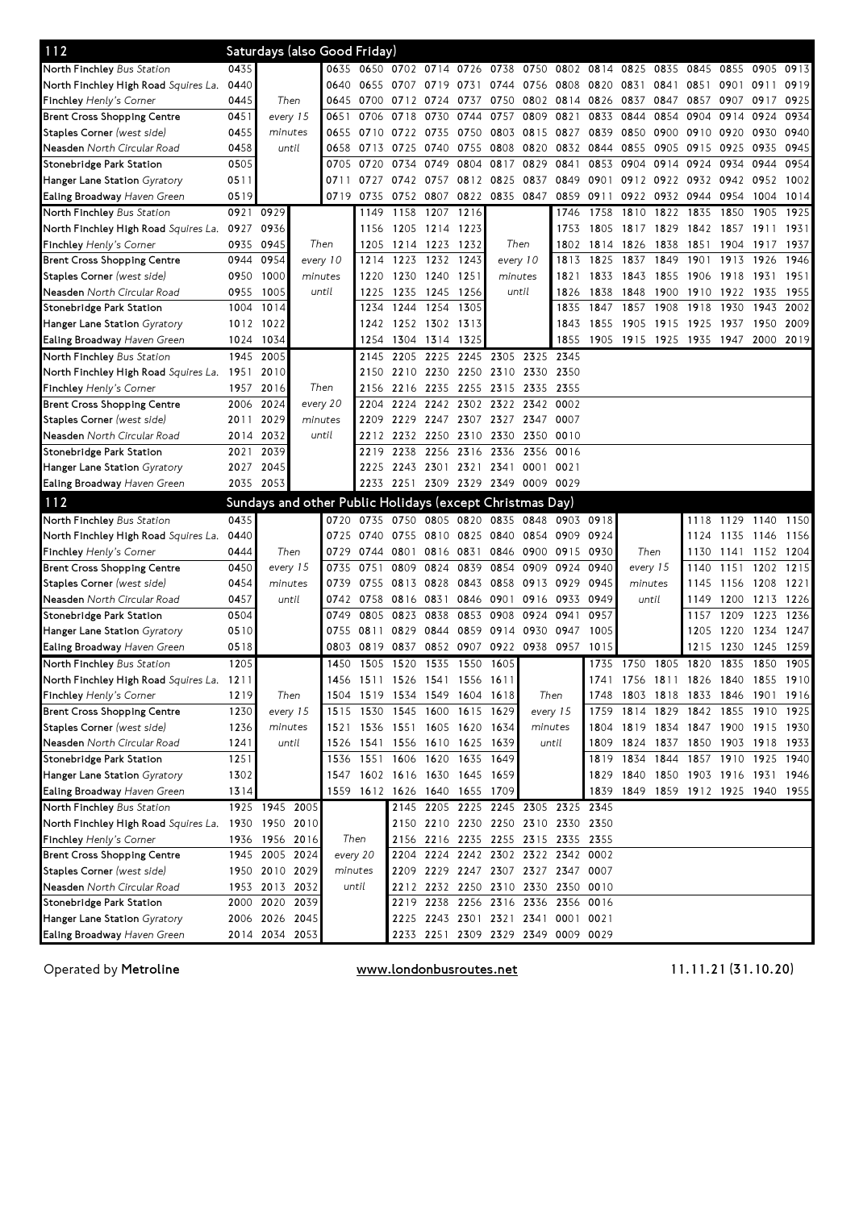## 112 Saturdays (also Good Friday)

| | | | | | | | | | | | | | | | | | | | |
|---|---|---|---|---|---|---|---|---|---|---|---|---|---|---|---|---|---|---|---|
| North Finchley *Bus Station* | 0435 | | 0635 | 0650 | 0702 | 0714 | 0726 | 0738 | 0750 | 0802 | 0814 | 0825 | 0835 | 0845 | 0855 | 0905 | 0913 |
| North Finchley High Road *Squires La.* | 0440 | | 0640 | 0655 | 0707 | 0719 | 0731 | 0744 | 0756 | 0808 | 0820 | 0831 | 0841 | 0851 | 0901 | 0911 | 0919 |
| Finchley *Henly's Corner* | 0445 | Then | 0645 | 0700 | 0712 | 0724 | 0737 | 0750 | 0802 | 0814 | 0826 | 0837 | 0847 | 0857 | 0907 | 0917 | 0925 |
| Brent Cross Shopping Centre | 0451 | every 15 | 0651 | 0706 | 0718 | 0730 | 0744 | 0757 | 0809 | 0821 | 0833 | 0844 | 0854 | 0904 | 0914 | 0924 | 0934 |
| Staples Corner *(west side)* | 0455 | minutes | 0655 | 0710 | 0722 | 0735 | 0750 | 0803 | 0815 | 0827 | 0839 | 0850 | 0900 | 0910 | 0920 | 0930 | 0940 |
| Neasden *North Circular Road* | 0458 | until | 0658 | 0713 | 0725 | 0740 | 0755 | 0808 | 0820 | 0832 | 0844 | 0855 | 0905 | 0915 | 0925 | 0935 | 0945 |
| Stonebridge Park Station | 0505 | | 0705 | 0720 | 0734 | 0749 | 0804 | 0817 | 0829 | 0841 | 0853 | 0904 | 0914 | 0924 | 0934 | 0944 | 0954 |
| Hanger Lane Station *Gyratory* | 0511 | | 0711 | 0727 | 0742 | 0757 | 0812 | 0825 | 0837 | 0849 | 0901 | 0912 | 0922 | 0932 | 0942 | 0952 | 1002 |
| Ealing Broadway *Haven Green* | 0519 | | 0719 | 0735 | 0752 | 0807 | 0822 | 0835 | 0847 | 0859 | 0911 | 0922 | 0932 | 0944 | 0954 | 1004 | 1014 |

| | | | | | | | | | | | | | | | | | |
|---|---|---|---|---|---|---|---|---|---|---|---|---|---|---|---|---|---|
| North Finchley *Bus Station* | 0921 | 0929 | | 1149 | 1158 | 1207 | 1216 | | 1746 | 1758 | 1810 | 1822 | 1835 | 1850 | 1905 | 1925 |
| North Finchley High Road *Squires La.* | 0927 | 0936 | | 1156 | 1205 | 1214 | 1223 | | 1753 | 1805 | 1817 | 1829 | 1842 | 1857 | 1911 | 1931 |
| Finchley *Henly's Corner* | 0935 | 0945 | Then | 1205 | 1214 | 1223 | 1232 | Then | 1802 | 1814 | 1826 | 1838 | 1851 | 1904 | 1917 | 1937 |
| Brent Cross Shopping Centre | 0944 | 0954 | every 10 | 1214 | 1223 | 1232 | 1243 | every 10 | 1813 | 1825 | 1837 | 1849 | 1901 | 1913 | 1926 | 1946 |
| Staples Corner *(west side)* | 0950 | 1000 | minutes | 1220 | 1230 | 1240 | 1251 | minutes | 1821 | 1833 | 1843 | 1855 | 1906 | 1918 | 1931 | 1951 |
| Neasden *North Circular Road* | 0955 | 1005 | until | 1225 | 1235 | 1245 | 1256 | until | 1826 | 1838 | 1848 | 1900 | 1910 | 1922 | 1935 | 1955 |
| Stonebridge Park Station | 1004 | 1014 | | 1234 | 1244 | 1254 | 1305 | | 1835 | 1847 | 1857 | 1908 | 1918 | 1930 | 1943 | 2002 |
| Hanger Lane Station *Gyratory* | 1012 | 1022 | | 1242 | 1252 | 1302 | 1313 | | 1843 | 1855 | 1905 | 1915 | 1925 | 1937 | 1950 | 2009 |
| Ealing Broadway *Haven Green* | 1024 | 1034 | | 1254 | 1304 | 1314 | 1325 | | 1855 | 1905 | 1915 | 1925 | 1935 | 1947 | 2000 | 2019 |

| | | | | | | | | | | | |
|---|---|---|---|---|---|---|---|---|---|---|---|
| North Finchley *Bus Station* | 1945 | 2005 | | 2145 | 2205 | 2225 | 2245 | 2305 | 2325 | 2345 |
| North Finchley High Road *Squires La.* | 1951 | 2010 | | 2150 | 2210 | 2230 | 2250 | 2310 | 2330 | 2350 |
| Finchley *Henly's Corner* | 1957 | 2016 | Then | 2156 | 2216 | 2235 | 2255 | 2315 | 2335 | 2355 |
| Brent Cross Shopping Centre | 2006 | 2024 | every 20 | 2204 | 2224 | 2242 | 2302 | 2322 | 2342 | 0002 |
| Staples Corner *(west side)* | 2011 | 2029 | minutes | 2209 | 2229 | 2247 | 2307 | 2327 | 2347 | 0007 |
| Neasden *North Circular Road* | 2014 | 2032 | until | 2212 | 2232 | 2250 | 2310 | 2330 | 2350 | 0010 |
| Stonebridge Park Station | 2021 | 2039 | | 2219 | 2238 | 2256 | 2316 | 2336 | 2356 | 0016 |
| Hanger Lane Station *Gyratory* | 2027 | 2045 | | 2225 | 2243 | 2301 | 2321 | 2341 | 0001 | 0021 |
| Ealing Broadway *Haven Green* | 2035 | 2053 | | 2233 | 2251 | 2309 | 2329 | 2349 | 0009 | 0029 |

## 112 Sundays and other Public Holidays (except Christmas Day)

| | | | | | | | | | | | | | | | | |
|---|---|---|---|---|---|---|---|---|---|---|---|---|---|---|---|---|
| North Finchley *Bus Station* | 0435 | | 0720 | 0735 | 0750 | 0805 | 0820 | 0835 | 0848 | 0903 | 0918 | | 1118 | 1129 | 1140 | 1150 |
| North Finchley High Road *Squires La.* | 0440 | | 0725 | 0740 | 0755 | 0810 | 0825 | 0840 | 0854 | 0909 | 0924 | | 1124 | 1135 | 1146 | 1156 |
| Finchley *Henly's Corner* | 0444 | Then | 0729 | 0744 | 0801 | 0816 | 0831 | 0846 | 0900 | 0915 | 0930 | Then | 1130 | 1141 | 1152 | 1204 |
| Brent Cross Shopping Centre | 0450 | every 15 | 0735 | 0751 | 0809 | 0824 | 0839 | 0854 | 0909 | 0924 | 0940 | every 15 | 1140 | 1151 | 1202 | 1215 |
| Staples Corner *(west side)* | 0454 | minutes | 0739 | 0755 | 0813 | 0828 | 0843 | 0858 | 0913 | 0929 | 0945 | minutes | 1145 | 1156 | 1208 | 1221 |
| Neasden *North Circular Road* | 0457 | until | 0742 | 0758 | 0816 | 0831 | 0846 | 0901 | 0916 | 0933 | 0949 | until | 1149 | 1200 | 1213 | 1226 |
| Stonebridge Park Station | 0504 | | 0749 | 0805 | 0823 | 0838 | 0853 | 0908 | 0924 | 0941 | 0957 | | 1157 | 1209 | 1223 | 1236 |
| Hanger Lane Station *Gyratory* | 0510 | | 0755 | 0811 | 0829 | 0844 | 0859 | 0914 | 0930 | 0947 | 1005 | | 1205 | 1220 | 1234 | 1247 |
| Ealing Broadway *Haven Green* | 0518 | | 0803 | 0819 | 0837 | 0852 | 0907 | 0922 | 0938 | 0957 | 1015 | | 1215 | 1230 | 1245 | 1259 |

| | | | | | | | | | | | | | | | | | |
|---|---|---|---|---|---|---|---|---|---|---|---|---|---|---|---|---|---|
| North Finchley *Bus Station* | 1205 | | 1450 | 1505 | 1520 | 1535 | 1550 | 1605 | | 1735 | 1750 | 1805 | 1820 | 1835 | 1850 | 1905 |
| North Finchley High Road *Squires La.* | 1211 | | 1456 | 1511 | 1526 | 1541 | 1556 | 1611 | | 1741 | 1756 | 1811 | 1826 | 1840 | 1855 | 1910 |
| Finchley *Henly's Corner* | 1219 | Then | 1504 | 1519 | 1534 | 1549 | 1604 | 1618 | Then | 1748 | 1803 | 1818 | 1833 | 1846 | 1901 | 1916 |
| Brent Cross Shopping Centre | 1230 | every 15 | 1515 | 1530 | 1545 | 1600 | 1615 | 1629 | every 15 | 1759 | 1814 | 1829 | 1842 | 1855 | 1910 | 1925 |
| Staples Corner *(west side)* | 1236 | minutes | 1521 | 1536 | 1551 | 1605 | 1620 | 1634 | minutes | 1804 | 1819 | 1834 | 1847 | 1900 | 1915 | 1930 |
| Neasden *North Circular Road* | 1241 | until | 1526 | 1541 | 1556 | 1610 | 1625 | 1639 | until | 1809 | 1824 | 1837 | 1850 | 1903 | 1918 | 1933 |
| Stonebridge Park Station | 1251 | | 1536 | 1551 | 1606 | 1620 | 1635 | 1649 | | 1819 | 1834 | 1844 | 1857 | 1910 | 1925 | 1940 |
| Hanger Lane Station *Gyratory* | 1302 | | 1547 | 1602 | 1616 | 1630 | 1645 | 1659 | | 1829 | 1840 | 1850 | 1903 | 1916 | 1931 | 1946 |
| Ealing Broadway *Haven Green* | 1314 | | 1559 | 1612 | 1626 | 1640 | 1655 | 1709 | | 1839 | 1849 | 1859 | 1912 | 1925 | 1940 | 1955 |

| | | | | | | | | | | | | |
|---|---|---|---|---|---|---|---|---|---|---|---|---|
| North Finchley *Bus Station* | 1925 | 1945 | 2005 | | 2145 | 2205 | 2225 | 2245 | 2305 | 2325 | 2345 |
| North Finchley High Road *Squires La.* | 1930 | 1950 | 2010 | | 2150 | 2210 | 2230 | 2250 | 2310 | 2330 | 2350 |
| Finchley *Henly's Corner* | 1936 | 1956 | 2016 | Then | 2156 | 2216 | 2235 | 2255 | 2315 | 2335 | 2355 |
| Brent Cross Shopping Centre | 1945 | 2005 | 2024 | every 20 | 2204 | 2224 | 2242 | 2302 | 2322 | 2342 | 0002 |
| Staples Corner *(west side)* | 1950 | 2010 | 2029 | minutes | 2209 | 2229 | 2247 | 2307 | 2327 | 2347 | 0007 |
| Neasden *North Circular Road* | 1953 | 2013 | 2032 | until | 2212 | 2232 | 2250 | 2310 | 2330 | 2350 | 0010 |
| Stonebridge Park Station | 2000 | 2020 | 2039 | | 2219 | 2238 | 2256 | 2316 | 2336 | 2356 | 0016 |
| Hanger Lane Station *Gyratory* | 2006 | 2026 | 2045 | | 2225 | 2243 | 2301 | 2321 | 2341 | 0001 | 0021 |
| Ealing Broadway *Haven Green* | 2014 | 2034 | 2053 | | 2233 | 2251 | 2309 | 2329 | 2349 | 0009 | 0029 |

Operated by **Metroline** www.londonbusroutes.net 11.11.21 (31.10.20)